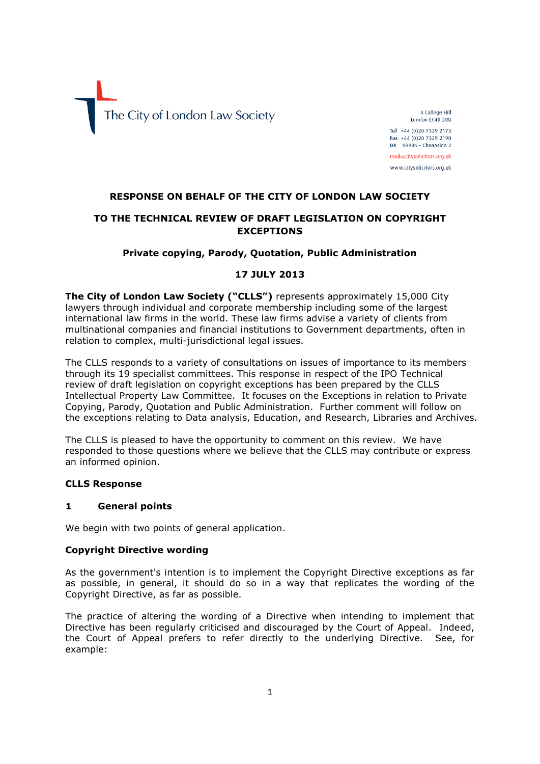The City of London Law Society

4 College Hill
London EC4R 2RB

Tel +44 (0)20 7329 2173
Fax +44 (0)20 7329 2190
DX 98936 – Cheapside 2

mail@citysolicitors.org.uk

www.citysolicitors.org.uk

**RESPONSE ON BEHALF OF THE CITY OF LONDON LAW SOCIETY**

**TO THE TECHNICAL REVIEW OF DRAFT LEGISLATION ON COPYRIGHT EXCEPTIONS**

**Private copying, Parody, Quotation, Public Administration**

**17 JULY 2013**

**The City of London Law Society ("CLLS")** represents approximately 15,000 City lawyers through individual and corporate membership including some of the largest international law firms in the world. These law firms advise a variety of clients from multinational companies and financial institutions to Government departments, often in relation to complex, multi-jurisdictional legal issues.

The CLLS responds to a variety of consultations on issues of importance to its members through its 19 specialist committees. This response in respect of the IPO Technical review of draft legislation on copyright exceptions has been prepared by the CLLS Intellectual Property Law Committee. It focuses on the Exceptions in relation to Private Copying, Parody, Quotation and Public Administration. Further comment will follow on the exceptions relating to Data analysis, Education, and Research, Libraries and Archives.

The CLLS is pleased to have the opportunity to comment on this review. We have responded to those questions where we believe that the CLLS may contribute or express an informed opinion.

**CLLS Response**

**1 General points**

We begin with two points of general application.

**Copyright Directive wording**

As the government's intention is to implement the Copyright Directive exceptions as far as possible, in general, it should do so in a way that replicates the wording of the Copyright Directive, as far as possible.

The practice of altering the wording of a Directive when intending to implement that Directive has been regularly criticised and discouraged by the Court of Appeal. Indeed, the Court of Appeal prefers to refer directly to the underlying Directive. See, for example: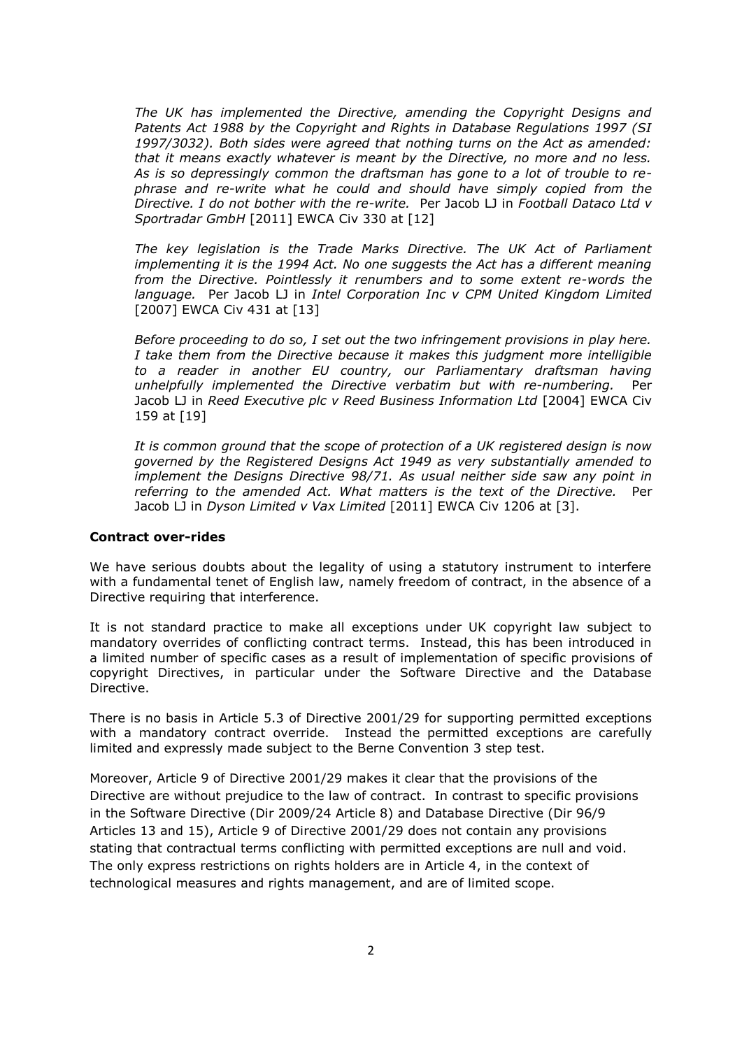*The UK has implemented the Directive, amending the Copyright Designs and Patents Act 1988 by the Copyright and Rights in Database Regulations 1997 (SI 1997/3032). Both sides were agreed that nothing turns on the Act as amended: that it means exactly whatever is meant by the Directive, no more and no less. As is so depressingly common the draftsman has gone to a lot of trouble to re-phrase and re-write what he could and should have simply copied from the Directive. I do not bother with the re-write.* Per Jacob LJ in *Football Dataco Ltd v Sportradar GmbH* [2011] EWCA Civ 330 at [12]

*The key legislation is the Trade Marks Directive. The UK Act of Parliament implementing it is the 1994 Act. No one suggests the Act has a different meaning from the Directive. Pointlessly it renumbers and to some extent re-words the language.* Per Jacob LJ in *Intel Corporation Inc v CPM United Kingdom Limited* [2007] EWCA Civ 431 at [13]

*Before proceeding to do so, I set out the two infringement provisions in play here. I take them from the Directive because it makes this judgment more intelligible to a reader in another EU country, our Parliamentary draftsman having unhelpfully implemented the Directive verbatim but with re-numbering.* Per Jacob LJ in *Reed Executive plc v Reed Business Information Ltd* [2004] EWCA Civ 159 at [19]

*It is common ground that the scope of protection of a UK registered design is now governed by the Registered Designs Act 1949 as very substantially amended to implement the Designs Directive 98/71. As usual neither side saw any point in referring to the amended Act. What matters is the text of the Directive.* Per Jacob LJ in *Dyson Limited v Vax Limited* [2011] EWCA Civ 1206 at [3].

**Contract over-rides**

We have serious doubts about the legality of using a statutory instrument to interfere with a fundamental tenet of English law, namely freedom of contract, in the absence of a Directive requiring that interference.

It is not standard practice to make all exceptions under UK copyright law subject to mandatory overrides of conflicting contract terms. Instead, this has been introduced in a limited number of specific cases as a result of implementation of specific provisions of copyright Directives, in particular under the Software Directive and the Database Directive.

There is no basis in Article 5.3 of Directive 2001/29 for supporting permitted exceptions with a mandatory contract override. Instead the permitted exceptions are carefully limited and expressly made subject to the Berne Convention 3 step test.

Moreover, Article 9 of Directive 2001/29 makes it clear that the provisions of the Directive are without prejudice to the law of contract. In contrast to specific provisions in the Software Directive (Dir 2009/24 Article 8) and Database Directive (Dir 96/9 Articles 13 and 15), Article 9 of Directive 2001/29 does not contain any provisions stating that contractual terms conflicting with permitted exceptions are null and void. The only express restrictions on rights holders are in Article 4, in the context of technological measures and rights management, and are of limited scope.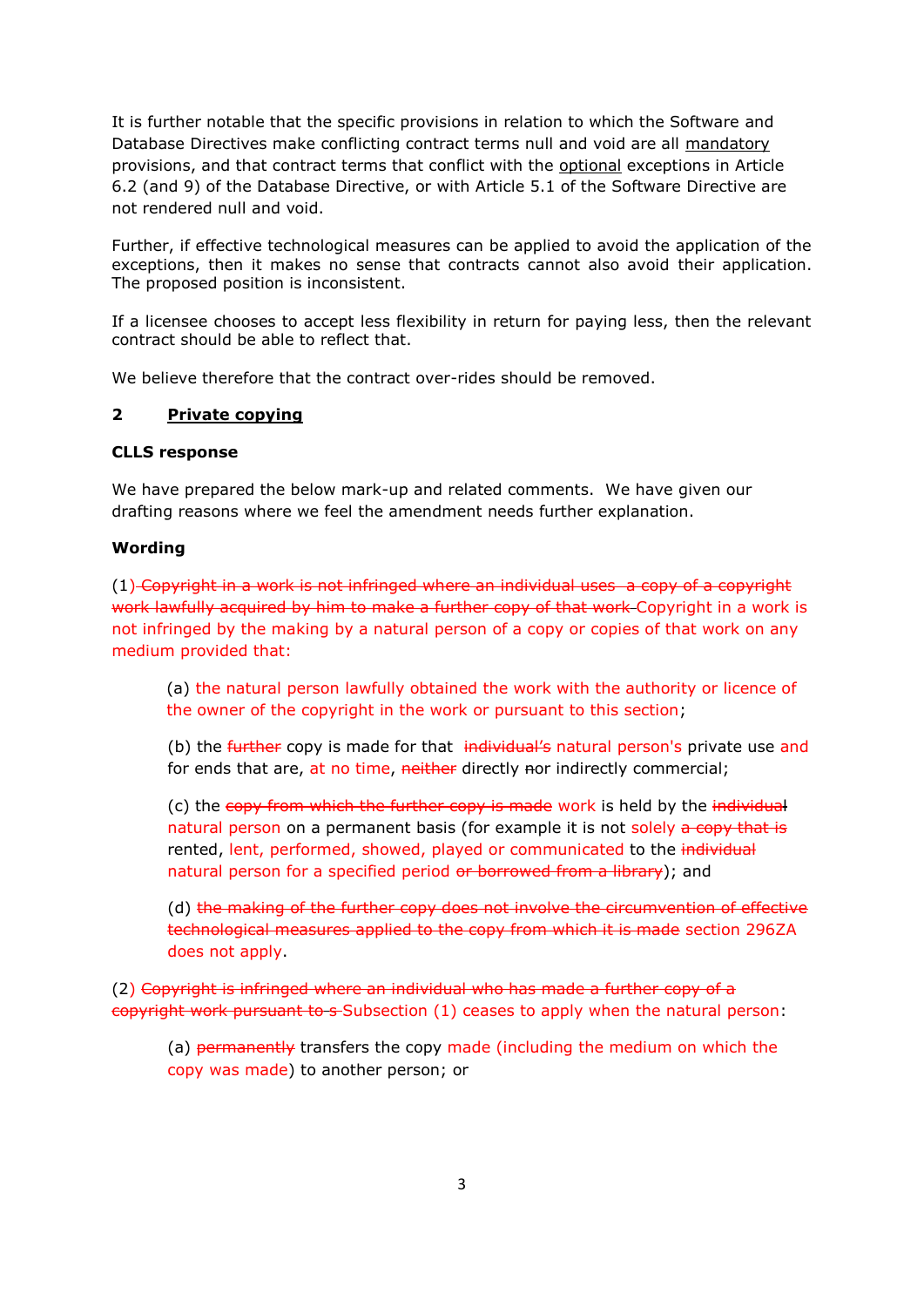It is further notable that the specific provisions in relation to which the Software and Database Directives make conflicting contract terms null and void are all mandatory provisions, and that contract terms that conflict with the optional exceptions in Article 6.2 (and 9) of the Database Directive, or with Article 5.1 of the Software Directive are not rendered null and void.

Further, if effective technological measures can be applied to avoid the application of the exceptions, then it makes no sense that contracts cannot also avoid their application. The proposed position is inconsistent.

If a licensee chooses to accept less flexibility in return for paying less, then the relevant contract should be able to reflect that.

We believe therefore that the contract over-rides should be removed.

## 2 Private copying

**CLLS response**

We have prepared the below mark-up and related comments. We have given our drafting reasons where we feel the amendment needs further explanation.

**Wording**

(1) ~~Copyright in a work is not infringed where an individual uses a copy of a copyright work lawfully acquired by him to make a further copy of that work~~ Copyright in a work is not infringed by the making by a natural person of a copy or copies of that work on any medium provided that:

> (a) the natural person lawfully obtained the work with the authority or licence of the owner of the copyright in the work or pursuant to this section;
>
> (b) the ~~further~~ copy is made for that ~~individual's~~ natural person's private use and for ends that are, at no time, ~~neither~~ directly ~~n~~or indirectly commercial;
>
> (c) the ~~copy from which the further copy is made~~ work is held by the ~~individual~~ natural person on a permanent basis (for example it is not solely ~~a copy that is~~ rented, lent, performed, showed, played or communicated to the ~~individual~~ natural person for a specified period ~~or borrowed from a library~~); and
>
> (d) ~~the making of the further copy does not involve the circumvention of effective technological measures applied to the copy from which it is made~~ section 296ZA does not apply.

(2) ~~Copyright is infringed where an individual who has made a further copy of a copyright work pursuant to s~~ Subsection (1) ceases to apply when the natural person:

> (a) ~~permanently~~ transfers the copy made (including the medium on which the copy was made) to another person; or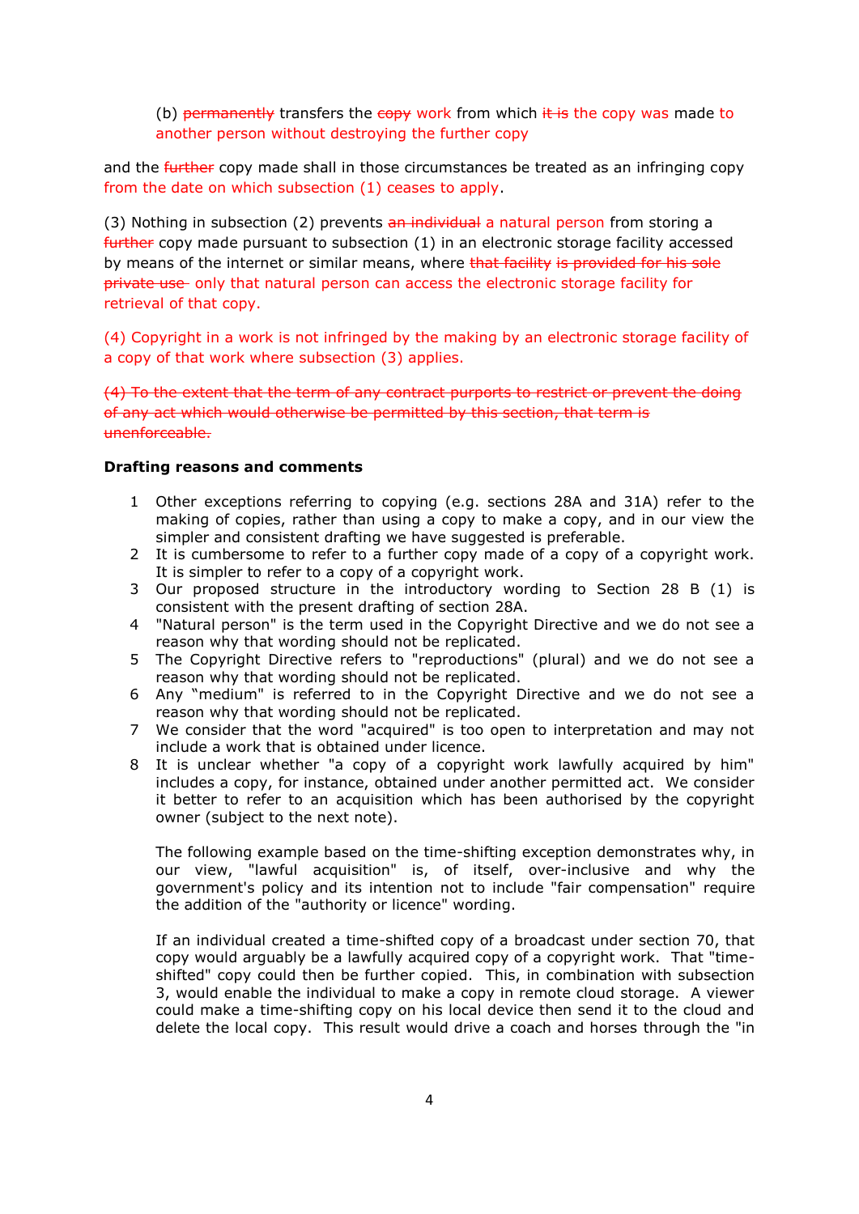(b) ~~permanently~~ transfers the ~~copy~~ work from which ~~it is~~ the copy was made to another person without destroying the further copy

and the ~~further~~ copy made shall in those circumstances be treated as an infringing copy from the date on which subsection (1) ceases to apply.

(3) Nothing in subsection (2) prevents ~~an individual~~ a natural person from storing a ~~further~~ copy made pursuant to subsection (1) in an electronic storage facility accessed by means of the internet or similar means, where ~~that facility is provided for his sole private use~~ only that natural person can access the electronic storage facility for retrieval of that copy.

(4) Copyright in a work is not infringed by the making by an electronic storage facility of a copy of that work where subsection (3) applies.

~~(4) To the extent that the term of any contract purports to restrict or prevent the doing of any act which would otherwise be permitted by this section, that term is unenforceable.~~

**Drafting reasons and comments**

1. Other exceptions referring to copying (e.g. sections 28A and 31A) refer to the making of copies, rather than using a copy to make a copy, and in our view the simpler and consistent drafting we have suggested is preferable.
2. It is cumbersome to refer to a further copy made of a copy of a copyright work. It is simpler to refer to a copy of a copyright work.
3. Our proposed structure in the introductory wording to Section 28 B (1) is consistent with the present drafting of section 28A.
4. "Natural person" is the term used in the Copyright Directive and we do not see a reason why that wording should not be replicated.
5. The Copyright Directive refers to "reproductions" (plural) and we do not see a reason why that wording should not be replicated.
6. Any "medium" is referred to in the Copyright Directive and we do not see a reason why that wording should not be replicated.
7. We consider that the word "acquired" is too open to interpretation and may not include a work that is obtained under licence.
8. It is unclear whether "a copy of a copyright work lawfully acquired by him" includes a copy, for instance, obtained under another permitted act. We consider it better to refer to an acquisition which has been authorised by the copyright owner (subject to the next note).

   The following example based on the time-shifting exception demonstrates why, in our view, "lawful acquisition" is, of itself, over-inclusive and why the government's policy and its intention not to include "fair compensation" require the addition of the "authority or licence" wording.

   If an individual created a time-shifted copy of a broadcast under section 70, that copy would arguably be a lawfully acquired copy of a copyright work. That "time-shifted" copy could then be further copied. This, in combination with subsection 3, would enable the individual to make a copy in remote cloud storage. A viewer could make a time-shifting copy on his local device then send it to the cloud and delete the local copy. This result would drive a coach and horses through the "in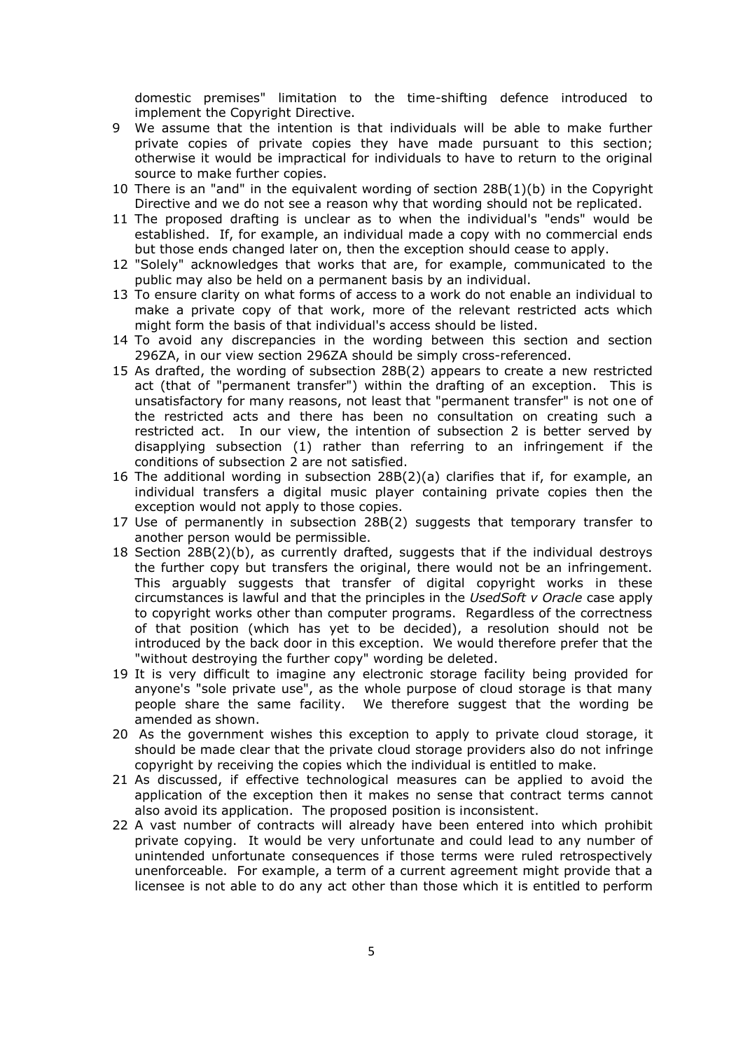domestic premises" limitation to the time-shifting defence introduced to implement the Copyright Directive.

9 We assume that the intention is that individuals will be able to make further private copies of private copies they have made pursuant to this section; otherwise it would be impractical for individuals to have to return to the original source to make further copies.

10 There is an "and" in the equivalent wording of section 28B(1)(b) in the Copyright Directive and we do not see a reason why that wording should not be replicated.

11 The proposed drafting is unclear as to when the individual's "ends" would be established. If, for example, an individual made a copy with no commercial ends but those ends changed later on, then the exception should cease to apply.

12 "Solely" acknowledges that works that are, for example, communicated to the public may also be held on a permanent basis by an individual.

13 To ensure clarity on what forms of access to a work do not enable an individual to make a private copy of that work, more of the relevant restricted acts which might form the basis of that individual's access should be listed.

14 To avoid any discrepancies in the wording between this section and section 296ZA, in our view section 296ZA should be simply cross-referenced.

15 As drafted, the wording of subsection 28B(2) appears to create a new restricted act (that of "permanent transfer") within the drafting of an exception. This is unsatisfactory for many reasons, not least that "permanent transfer" is not one of the restricted acts and there has been no consultation on creating such a restricted act. In our view, the intention of subsection 2 is better served by disapplying subsection (1) rather than referring to an infringement if the conditions of subsection 2 are not satisfied.

16 The additional wording in subsection 28B(2)(a) clarifies that if, for example, an individual transfers a digital music player containing private copies then the exception would not apply to those copies.

17 Use of permanently in subsection 28B(2) suggests that temporary transfer to another person would be permissible.

18 Section 28B(2)(b), as currently drafted, suggests that if the individual destroys the further copy but transfers the original, there would not be an infringement. This arguably suggests that transfer of digital copyright works in these circumstances is lawful and that the principles in the *UsedSoft v Oracle* case apply to copyright works other than computer programs. Regardless of the correctness of that position (which has yet to be decided), a resolution should not be introduced by the back door in this exception. We would therefore prefer that the "without destroying the further copy" wording be deleted.

19 It is very difficult to imagine any electronic storage facility being provided for anyone's "sole private use", as the whole purpose of cloud storage is that many people share the same facility. We therefore suggest that the wording be amended as shown.

20 As the government wishes this exception to apply to private cloud storage, it should be made clear that the private cloud storage providers also do not infringe copyright by receiving the copies which the individual is entitled to make.

21 As discussed, if effective technological measures can be applied to avoid the application of the exception then it makes no sense that contract terms cannot also avoid its application. The proposed position is inconsistent.

22 A vast number of contracts will already have been entered into which prohibit private copying. It would be very unfortunate and could lead to any number of unintended unfortunate consequences if those terms were ruled retrospectively unenforceable. For example, a term of a current agreement might provide that a licensee is not able to do any act other than those which it is entitled to perform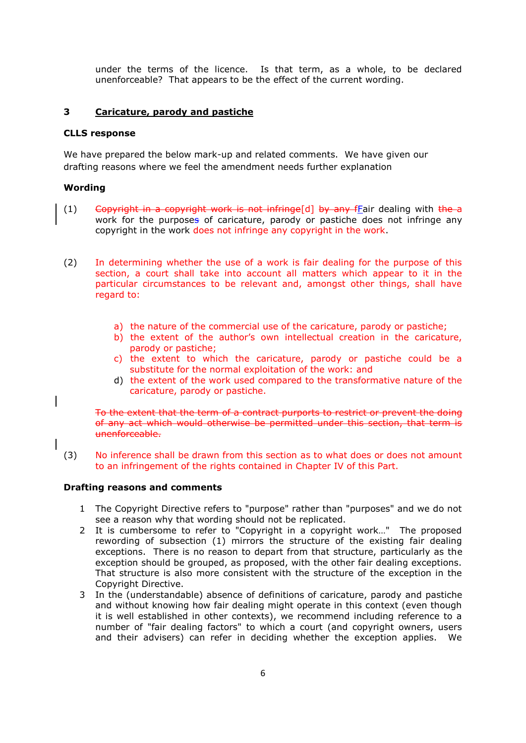under the terms of the licence. Is that term, as a whole, to be declared unenforceable? That appears to be the effect of the current wording.

## 3 Caricature, parody and pastiche

**CLLS response**

We have prepared the below mark-up and related comments. We have given our drafting reasons where we feel the amendment needs further explanation

**Wording**

(1) ~~Copyright in a copyright work is not infringe~~[d] ~~by any f~~Fair dealing with ~~the~~ a work for the purpose~~s~~ of caricature, parody or pastiche does not infringe any copyright in the work does not infringe any copyright in the work.

(2) In determining whether the use of a work is fair dealing for the purpose of this section, a court shall take into account all matters which appear to it in the particular circumstances to be relevant and, amongst other things, shall have regard to:

a) the nature of the commercial use of the caricature, parody or pastiche;
b) the extent of the author's own intellectual creation in the caricature, parody or pastiche;
c) the extent to which the caricature, parody or pastiche could be a substitute for the normal exploitation of the work: and
d) the extent of the work used compared to the transformative nature of the caricature, parody or pastiche.

~~To the extent that the term of a contract purports to restrict or prevent the doing of any act which would otherwise be permitted under this section, that term is unenforceable.~~

(3) No inference shall be drawn from this section as to what does or does not amount to an infringement of the rights contained in Chapter IV of this Part.

**Drafting reasons and comments**

1. The Copyright Directive refers to "purpose" rather than "purposes" and we do not see a reason why that wording should not be replicated.
2. It is cumbersome to refer to "Copyright in a copyright work…" The proposed rewording of subsection (1) mirrors the structure of the existing fair dealing exceptions. There is no reason to depart from that structure, particularly as the exception should be grouped, as proposed, with the other fair dealing exceptions. That structure is also more consistent with the structure of the exception in the Copyright Directive.
3. In the (understandable) absence of definitions of caricature, parody and pastiche and without knowing how fair dealing might operate in this context (even though it is well established in other contexts), we recommend including reference to a number of "fair dealing factors" to which a court (and copyright owners, users and their advisers) can refer in deciding whether the exception applies. We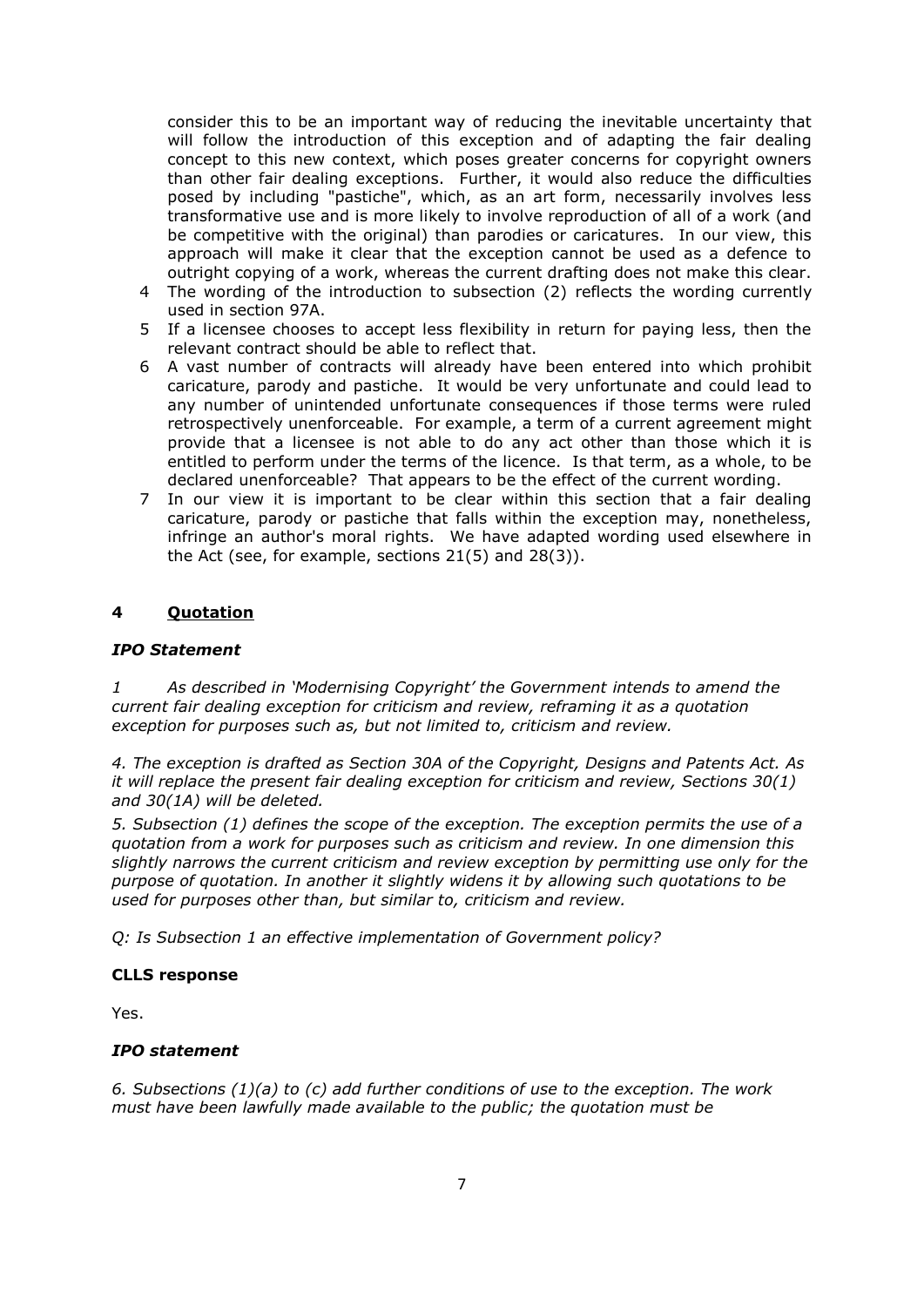consider this to be an important way of reducing the inevitable uncertainty that will follow the introduction of this exception and of adapting the fair dealing concept to this new context, which poses greater concerns for copyright owners than other fair dealing exceptions. Further, it would also reduce the difficulties posed by including "pastiche", which, as an art form, necessarily involves less transformative use and is more likely to involve reproduction of all of a work (and be competitive with the original) than parodies or caricatures. In our view, this approach will make it clear that the exception cannot be used as a defence to outright copying of a work, whereas the current drafting does not make this clear.

4 The wording of the introduction to subsection (2) reflects the wording currently used in section 97A.

5 If a licensee chooses to accept less flexibility in return for paying less, then the relevant contract should be able to reflect that.

6 A vast number of contracts will already have been entered into which prohibit caricature, parody and pastiche. It would be very unfortunate and could lead to any number of unintended unfortunate consequences if those terms were ruled retrospectively unenforceable. For example, a term of a current agreement might provide that a licensee is not able to do any act other than those which it is entitled to perform under the terms of the licence. Is that term, as a whole, to be declared unenforceable? That appears to be the effect of the current wording.

7 In our view it is important to be clear within this section that a fair dealing caricature, parody or pastiche that falls within the exception may, nonetheless, infringe an author's moral rights. We have adapted wording used elsewhere in the Act (see, for example, sections 21(5) and 28(3)).

## 4 Quotation

### *IPO Statement*

*1 As described in 'Modernising Copyright' the Government intends to amend the current fair dealing exception for criticism and review, reframing it as a quotation exception for purposes such as, but not limited to, criticism and review.*

*4. The exception is drafted as Section 30A of the Copyright, Designs and Patents Act. As it will replace the present fair dealing exception for criticism and review, Sections 30(1) and 30(1A) will be deleted.*

*5. Subsection (1) defines the scope of the exception. The exception permits the use of a quotation from a work for purposes such as criticism and review. In one dimension this slightly narrows the current criticism and review exception by permitting use only for the purpose of quotation. In another it slightly widens it by allowing such quotations to be used for purposes other than, but similar to, criticism and review.*

*Q: Is Subsection 1 an effective implementation of Government policy?*

### CLLS response

Yes.

### *IPO statement*

*6. Subsections (1)(a) to (c) add further conditions of use to the exception. The work must have been lawfully made available to the public; the quotation must be*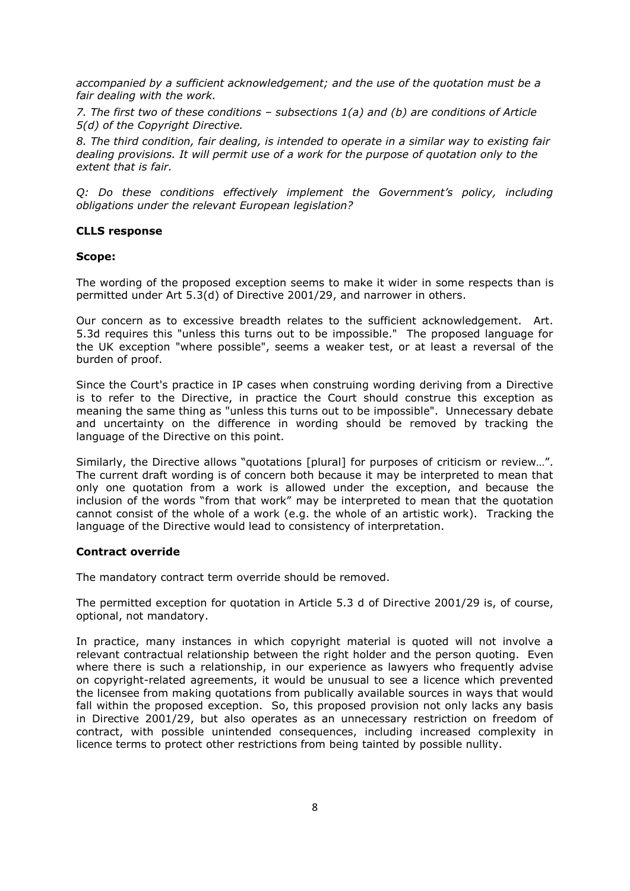*accompanied by a sufficient acknowledgement; and the use of the quotation must be a fair dealing with the work.*

*7. The first two of these conditions – subsections 1(a) and (b) are conditions of Article 5(d) of the Copyright Directive.*

*8. The third condition, fair dealing, is intended to operate in a similar way to existing fair dealing provisions. It will permit use of a work for the purpose of quotation only to the extent that is fair.*

*Q: Do these conditions effectively implement the Government's policy, including obligations under the relevant European legislation?*

**CLLS response**

**Scope:**

The wording of the proposed exception seems to make it wider in some respects than is permitted under Art 5.3(d) of Directive 2001/29, and narrower in others.

Our concern as to excessive breadth relates to the sufficient acknowledgement. Art. 5.3d requires this "unless this turns out to be impossible." The proposed language for the UK exception "where possible", seems a weaker test, or at least a reversal of the burden of proof.

Since the Court's practice in IP cases when construing wording deriving from a Directive is to refer to the Directive, in practice the Court should construe this exception as meaning the same thing as "unless this turns out to be impossible". Unnecessary debate and uncertainty on the difference in wording should be removed by tracking the language of the Directive on this point.

Similarly, the Directive allows "quotations [plural] for purposes of criticism or review…". The current draft wording is of concern both because it may be interpreted to mean that only one quotation from a work is allowed under the exception, and because the inclusion of the words "from that work" may be interpreted to mean that the quotation cannot consist of the whole of a work (e.g. the whole of an artistic work). Tracking the language of the Directive would lead to consistency of interpretation.

**Contract override**

The mandatory contract term override should be removed.

The permitted exception for quotation in Article 5.3 d of Directive 2001/29 is, of course, optional, not mandatory.

In practice, many instances in which copyright material is quoted will not involve a relevant contractual relationship between the right holder and the person quoting. Even where there is such a relationship, in our experience as lawyers who frequently advise on copyright-related agreements, it would be unusual to see a licence which prevented the licensee from making quotations from publically available sources in ways that would fall within the proposed exception. So, this proposed provision not only lacks any basis in Directive 2001/29, but also operates as an unnecessary restriction on freedom of contract, with possible unintended consequences, including increased complexity in licence terms to protect other restrictions from being tainted by possible nullity.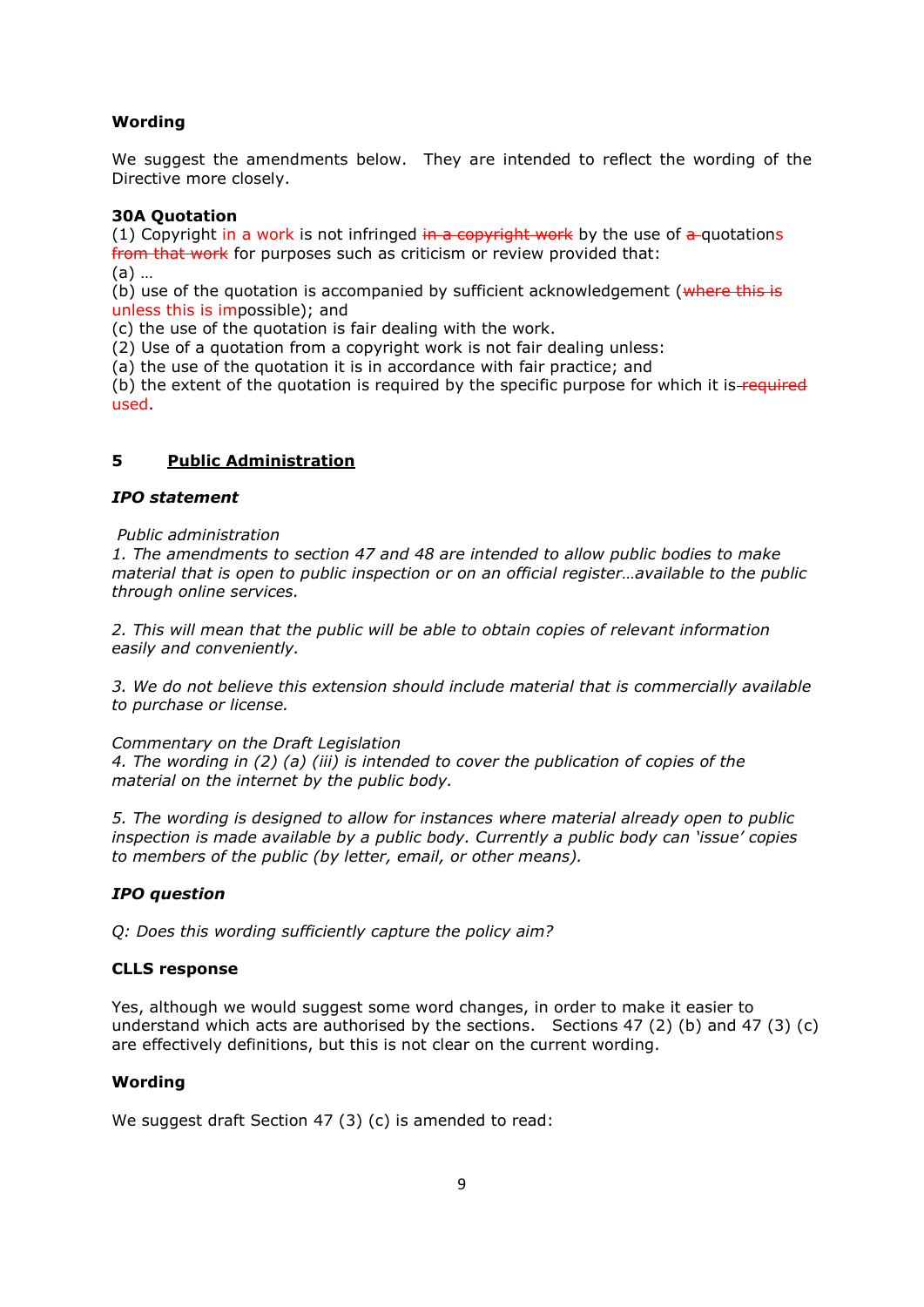**Wording**

We suggest the amendments below. They are intended to reflect the wording of the Directive more closely.

**30A Quotation**

(1) Copyright in a work is not infringed ~~in a copyright work~~ by the use of ~~a~~ quotations ~~from that work~~ for purposes such as criticism or review provided that:

(a) …

(b) use of the quotation is accompanied by sufficient acknowledgement (~~where this is~~ unless this is impossible); and

(c) the use of the quotation is fair dealing with the work.

(2) Use of a quotation from a copyright work is not fair dealing unless:

(a) the use of the quotation it is in accordance with fair practice; and

(b) the extent of the quotation is required by the specific purpose for which it is ~~required~~ used.

## 5 Public Administration

***IPO statement***

*Public administration*

*1. The amendments to section 47 and 48 are intended to allow public bodies to make material that is open to public inspection or on an official register…available to the public through online services.*

*2. This will mean that the public will be able to obtain copies of relevant information easily and conveniently.*

*3. We do not believe this extension should include material that is commercially available to purchase or license.*

*Commentary on the Draft Legislation*

*4. The wording in (2) (a) (iii) is intended to cover the publication of copies of the material on the internet by the public body.*

*5. The wording is designed to allow for instances where material already open to public inspection is made available by a public body. Currently a public body can 'issue' copies to members of the public (by letter, email, or other means).*

***IPO question***

*Q: Does this wording sufficiently capture the policy aim?*

**CLLS response**

Yes, although we would suggest some word changes, in order to make it easier to understand which acts are authorised by the sections. Sections 47 (2) (b) and 47 (3) (c) are effectively definitions, but this is not clear on the current wording.

**Wording**

We suggest draft Section 47 (3) (c) is amended to read: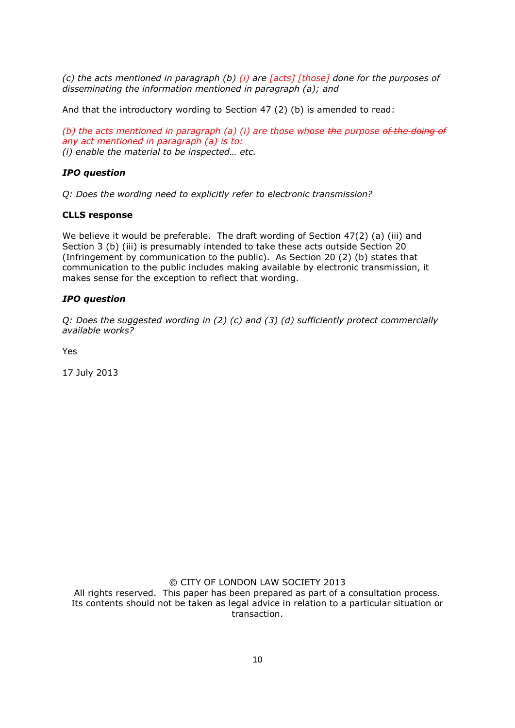*(c) the acts mentioned in paragraph (b) (i) are [acts] [those] done for the purposes of disseminating the information mentioned in paragraph (a); and*

And that the introductory wording to Section 47 (2) (b) is amended to read:

*(b) the acts mentioned in paragraph (a) (i) are those whose ~~the~~ purpose ~~of the doing of any act mentioned in paragraph (a)~~ is to:*
*(i) enable the material to be inspected… etc.*

***IPO question***

*Q: Does the wording need to explicitly refer to electronic transmission?*

**CLLS response**

We believe it would be preferable. The draft wording of Section 47(2) (a) (iii) and Section 3 (b) (iii) is presumably intended to take these acts outside Section 20 (Infringement by communication to the public). As Section 20 (2) (b) states that communication to the public includes making available by electronic transmission, it makes sense for the exception to reflect that wording.

***IPO question***

*Q: Does the suggested wording in (2) (c) and (3) (d) sufficiently protect commercially available works?*

Yes

17 July 2013

© CITY OF LONDON LAW SOCIETY 2013
All rights reserved. This paper has been prepared as part of a consultation process. Its contents should not be taken as legal advice in relation to a particular situation or transaction.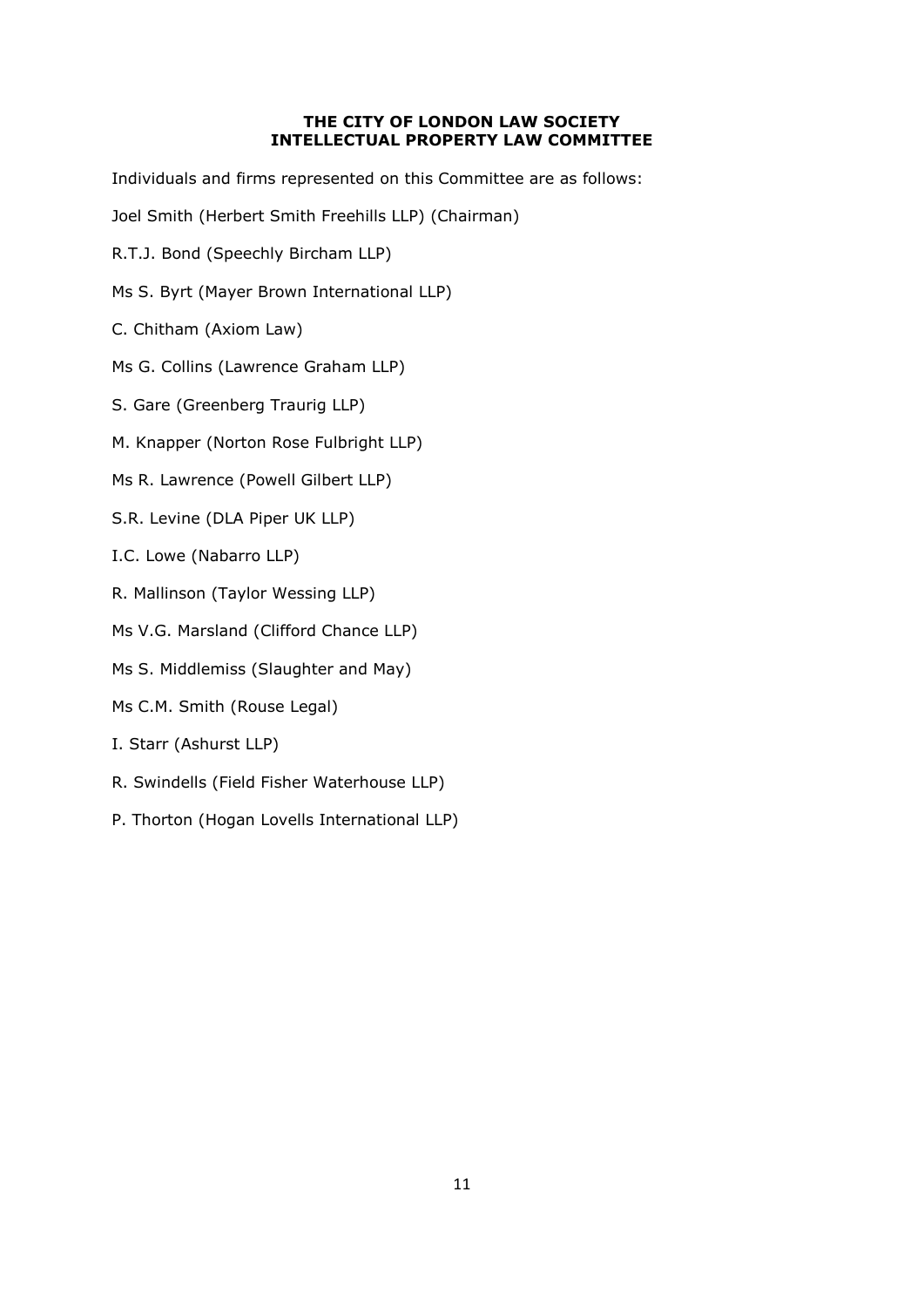**THE CITY OF LONDON LAW SOCIETY**
**INTELLECTUAL PROPERTY LAW COMMITTEE**

Individuals and firms represented on this Committee are as follows:

Joel Smith (Herbert Smith Freehills LLP) (Chairman)

R.T.J. Bond (Speechly Bircham LLP)

Ms S. Byrt (Mayer Brown International LLP)

C. Chitham (Axiom Law)

Ms G. Collins (Lawrence Graham LLP)

S. Gare (Greenberg Traurig LLP)

M. Knapper (Norton Rose Fulbright LLP)

Ms R. Lawrence (Powell Gilbert LLP)

S.R. Levine (DLA Piper UK LLP)

I.C. Lowe (Nabarro LLP)

R. Mallinson (Taylor Wessing LLP)

Ms V.G. Marsland (Clifford Chance LLP)

Ms S. Middlemiss (Slaughter and May)

Ms C.M. Smith (Rouse Legal)

I. Starr (Ashurst LLP)

R. Swindells (Field Fisher Waterhouse LLP)

P. Thorton (Hogan Lovells International LLP)